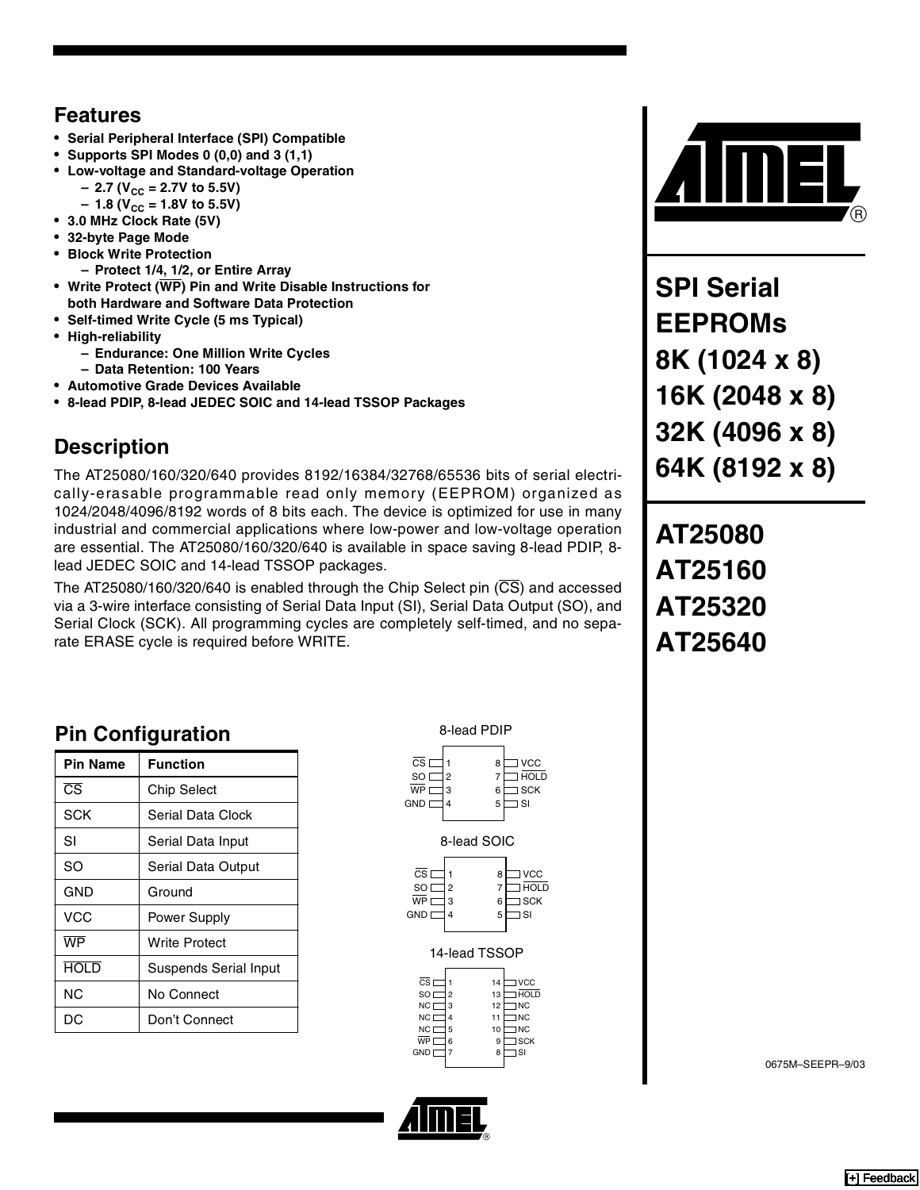## Features

- **Serial Peripheral Interface (SPI) Compatible**
- **Supports SPI Modes 0 (0,0) and 3 (1,1)**
- **Low-voltage and Standard-voltage Operation**
  - **2.7 ($V_{CC}$ = 2.7V to 5.5V)**
  - **1.8 ($V_{CC}$ = 1.8V to 5.5V)**
- **3.0 MHz Clock Rate (5V)**
- **32-byte Page Mode**
- **Block Write Protection**
  - **Protect 1/4, 1/2, or Entire Array**
- **Write Protect ($\overline{WP}$) Pin and Write Disable Instructions for both Hardware and Software Data Protection**
- **Self-timed Write Cycle (5 ms Typical)**
- **High-reliability**
  - **Endurance: One Million Write Cycles**
  - **Data Retention: 100 Years**
- **Automotive Grade Devices Available**
- **8-lead PDIP, 8-lead JEDEC SOIC and 14-lead TSSOP Packages**

# SPI Serial EEPROMs 8K (1024 x 8) 16K (2048 x 8) 32K (4096 x 8) 64K (8192 x 8)

# AT25080 AT25160 AT25320 AT25640

## Description

The AT25080/160/320/640 provides 8192/16384/32768/65536 bits of serial electrically-erasable programmable read only memory (EEPROM) organized as 1024/2048/4096/8192 words of 8 bits each. The device is optimized for use in many industrial and commercial applications where low-power and low-voltage operation are essential. The AT25080/160/320/640 is available in space saving 8-lead PDIP, 8-lead JEDEC SOIC and 14-lead TSSOP packages.

The AT25080/160/320/640 is enabled through the Chip Select pin ($\overline{CS}$) and accessed via a 3-wire interface consisting of Serial Data Input (SI), Serial Data Output (SO), and Serial Clock (SCK). All programming cycles are completely self-timed, and no separate ERASE cycle is required before WRITE.

## Pin Configuration

| Pin Name | Function |
|---|---|
| $\overline{CS}$ | Chip Select |
| SCK | Serial Data Clock |
| SI | Serial Data Input |
| SO | Serial Data Output |
| GND | Ground |
| VCC | Power Supply |
| $\overline{WP}$ | Write Protect |
| $\overline{HOLD}$ | Suspends Serial Input |
| NC | No Connect |
| DC | Don't Connect |

8-lead PDIP

| Pin | Name | Pin | Name |
|---|---|---|---|
| 1 | $\overline{CS}$ | 8 | VCC |
| 2 | SO | 7 | $\overline{HOLD}$ |
| 3 | $\overline{WP}$ | 6 | SCK |
| 4 | GND | 5 | SI |

8-lead SOIC

| Pin | Name | Pin | Name |
|---|---|---|---|
| 1 | $\overline{CS}$ | 8 | VCC |
| 2 | SO | 7 | $\overline{HOLD}$ |
| 3 | $\overline{WP}$ | 6 | SCK |
| 4 | GND | 5 | SI |

14-lead TSSOP

| Pin | Name | Pin | Name |
|---|---|---|---|
| 1 | $\overline{CS}$ | 14 | VCC |
| 2 | SO | 13 | $\overline{HOLD}$ |
| 3 | NC | 12 | NC |
| 4 | NC | 11 | NC |
| 5 | NC | 10 | NC |
| 6 | $\overline{WP}$ | 9 | SCK |
| 7 | GND | 8 | SI |

0675M–SEEPR–9/03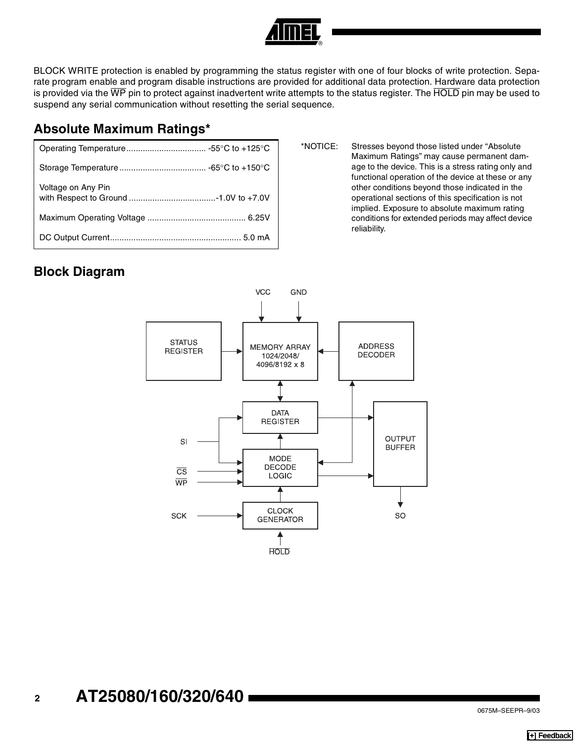BLOCK WRITE protection is enabled by programming the status register with one of four blocks of write protection. Separate program enable and program disable instructions are provided for additional data protection. Hardware data protection is provided via the $\overline{WP}$ pin to protect against inadvertent write attempts to the status register. The $\overline{HOLD}$ pin may be used to suspend any serial communication without resetting the serial sequence.

## Absolute Maximum Ratings*

| | |
|---|---|
| Operating Temperature | -55°C to +125°C |
| Storage Temperature | -65°C to +150°C |
| Voltage on Any Pin with Respect to Ground | -1.0V to +7.0V |
| Maximum Operating Voltage | 6.25V |
| DC Output Current | 5.0 mA |

*NOTICE: Stresses beyond those listed under "Absolute Maximum Ratings" may cause permanent damage to the device. This is a stress rating only and functional operation of the device at these or any other conditions beyond those indicated in the operational sections of this specification is not implied. Exposure to absolute maximum rating conditions for extended periods may affect device reliability.

## Block Diagram

VCC GND

STATUS REGISTER | MEMORY ARRAY 1024/2048/4096/8192 x 8 | ADDRESS DECODER

DATA REGISTER

SI

MODE DECODE LOGIC

$\overline{CS}$

$\overline{WP}$

OUTPUT BUFFER

SCK

CLOCK GENERATOR

SO

$\overline{HOLD}$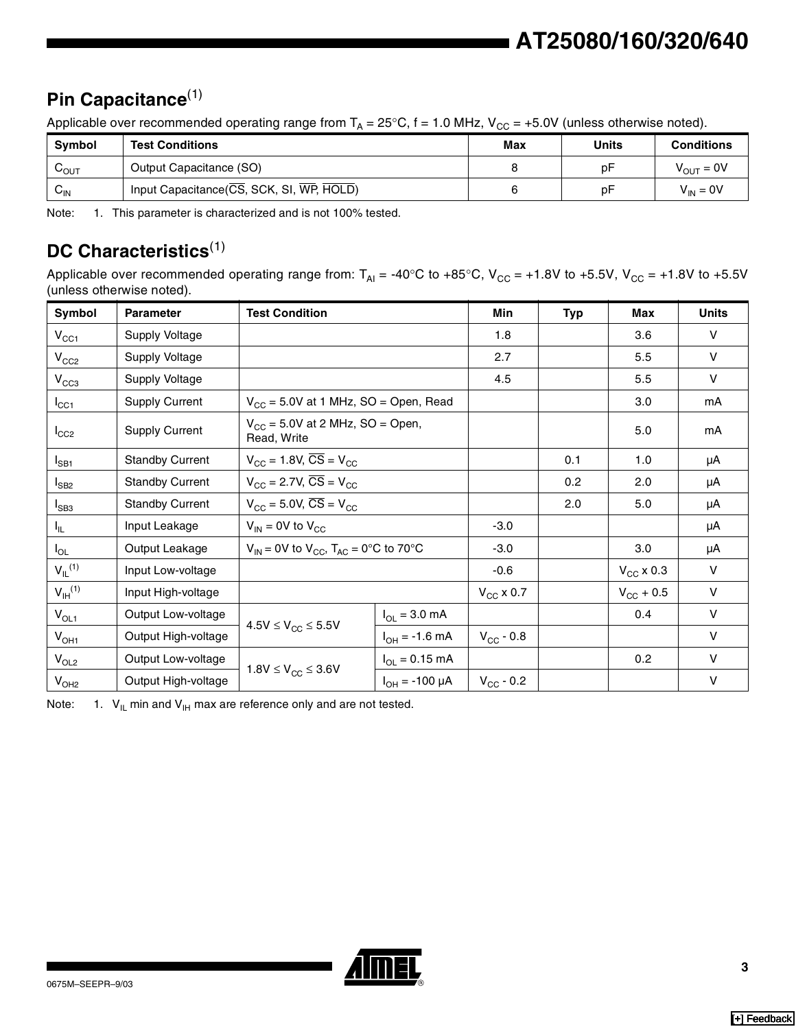## Pin Capacitance[1]

Applicable over recommended operating range from $T_A$ = 25°C, f = 1.0 MHz, $V_{CC}$ = +5.0V (unless otherwise noted).

| Symbol | Test Conditions | Max | Units | Conditions |
|---|---|---|---|---|
| $C_{OUT}$ | Output Capacitance (SO) | 8 | pF | $V_{OUT}$ = 0V |
| $C_{IN}$ | Input Capacitance($\overline{CS}$, SCK, SI, $\overline{WP}$, $\overline{HOLD}$) | 6 | pF | $V_{IN}$ = 0V |

Note: 1. This parameter is characterized and is not 100% tested.

## DC Characteristics[1]

Applicable over recommended operating range from: $T_{AI}$ = -40°C to +85°C, $V_{CC}$ = +1.8V to +5.5V, $V_{CC}$ = +1.8V to +5.5V (unless otherwise noted).

| Symbol | Parameter | Test Condition | | Min | Typ | Max | Units |
|---|---|---|---|---|---|---|---|
| $V_{CC1}$ | Supply Voltage | | | 1.8 | | 3.6 | V |
| $V_{CC2}$ | Supply Voltage | | | 2.7 | | 5.5 | V |
| $V_{CC3}$ | Supply Voltage | | | 4.5 | | 5.5 | V |
| $I_{CC1}$ | Supply Current | $V_{CC}$ = 5.0V at 1 MHz, SO = Open, Read | | | | 3.0 | mA |
| $I_{CC2}$ | Supply Current | $V_{CC}$ = 5.0V at 2 MHz, SO = Open, Read, Write | | | | 5.0 | mA |
| $I_{SB1}$ | Standby Current | $V_{CC}$ = 1.8V, $\overline{CS}$ = $V_{CC}$ | | | 0.1 | 1.0 | μA |
| $I_{SB2}$ | Standby Current | $V_{CC}$ = 2.7V, $\overline{CS}$ = $V_{CC}$ | | | 0.2 | 2.0 | μA |
| $I_{SB3}$ | Standby Current | $V_{CC}$ = 5.0V, $\overline{CS}$ = $V_{CC}$ | | | 2.0 | 5.0 | μA |
| $I_{IL}$ | Input Leakage | $V_{IN}$ = 0V to $V_{CC}$ | | -3.0 | | | μA |
| $I_{OL}$ | Output Leakage | $V_{IN}$ = 0V to $V_{CC}$, $T_{AC}$ = 0°C to 70°C | | -3.0 | | 3.0 | μA |
| $V_{IL}$[1] | Input Low-voltage | | | -0.6 | | $V_{CC}$ x 0.3 | V |
| $V_{IH}$[1] | Input High-voltage | | | $V_{CC}$ x 0.7 | | $V_{CC}$ + 0.5 | V |
| $V_{OL1}$ | Output Low-voltage | 4.5V ≤ $V_{CC}$ ≤ 5.5V | $I_{OL}$ = 3.0 mA | | | 0.4 | V |
| $V_{OH1}$ | Output High-voltage | | $I_{OH}$ = -1.6 mA | $V_{CC}$ - 0.8 | | | V |
| $V_{OL2}$ | Output Low-voltage | 1.8V ≤ $V_{CC}$ ≤ 3.6V | $I_{OL}$ = 0.15 mA | | | 0.2 | V |
| $V_{OH2}$ | Output High-voltage | | $I_{OH}$ = -100 μA | $V_{CC}$ - 0.2 | | | V |

Note: 1. $V_{IL}$ min and $V_{IH}$ max are reference only and are not tested.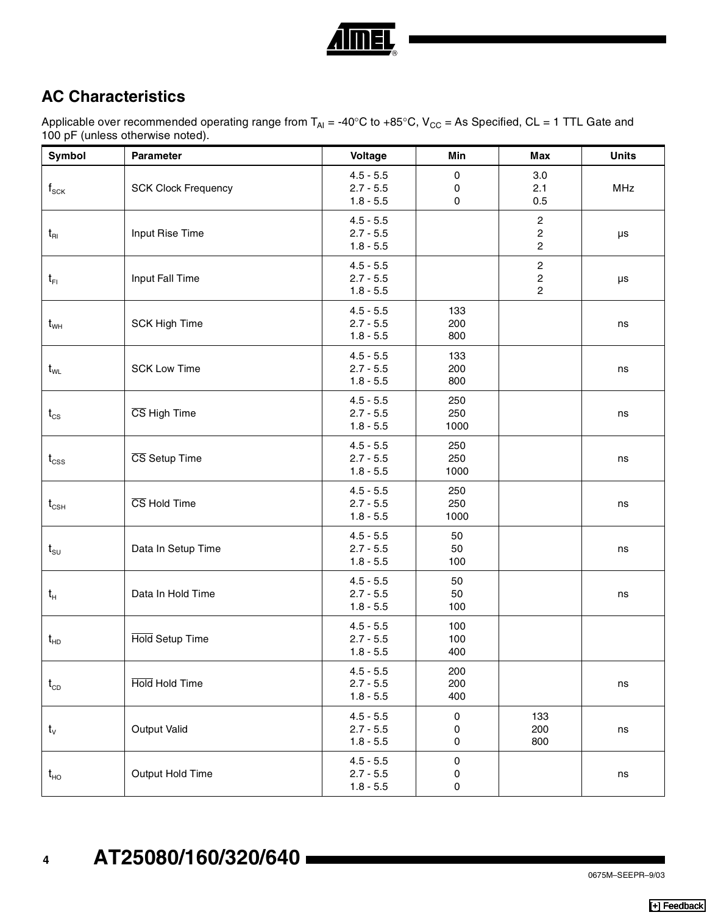## AC Characteristics

Applicable over recommended operating range from $T_{AI}$ = -40°C to +85°C, $V_{CC}$ = As Specified, CL = 1 TTL Gate and 100 pF (unless otherwise noted).

| Symbol | Parameter | Voltage | Min | Max | Units |
|---|---|---|---|---|---|
| $f_{SCK}$ | SCK Clock Frequency | 4.5 - 5.5<br>2.7 - 5.5<br>1.8 - 5.5 | 0<br>0<br>0 | 3.0<br>2.1<br>0.5 | MHz |
| $t_{RI}$ | Input Rise Time | 4.5 - 5.5<br>2.7 - 5.5<br>1.8 - 5.5 | | 2<br>2<br>2 | µs |
| $t_{FI}$ | Input Fall Time | 4.5 - 5.5<br>2.7 - 5.5<br>1.8 - 5.5 | | 2<br>2<br>2 | µs |
| $t_{WH}$ | SCK High Time | 4.5 - 5.5<br>2.7 - 5.5<br>1.8 - 5.5 | 133<br>200<br>800 | | ns |
| $t_{WL}$ | SCK Low Time | 4.5 - 5.5<br>2.7 - 5.5<br>1.8 - 5.5 | 133<br>200<br>800 | | ns |
| $t_{CS}$ | $\overline{CS}$ High Time | 4.5 - 5.5<br>2.7 - 5.5<br>1.8 - 5.5 | 250<br>250<br>1000 | | ns |
| $t_{CSS}$ | $\overline{CS}$ Setup Time | 4.5 - 5.5<br>2.7 - 5.5<br>1.8 - 5.5 | 250<br>250<br>1000 | | ns |
| $t_{CSH}$ | $\overline{CS}$ Hold Time | 4.5 - 5.5<br>2.7 - 5.5<br>1.8 - 5.5 | 250<br>250<br>1000 | | ns |
| $t_{SU}$ | Data In Setup Time | 4.5 - 5.5<br>2.7 - 5.5<br>1.8 - 5.5 | 50<br>50<br>100 | | ns |
| $t_{H}$ | Data In Hold Time | 4.5 - 5.5<br>2.7 - 5.5<br>1.8 - 5.5 | 50<br>50<br>100 | | ns |
| $t_{HD}$ | $\overline{Hold}$ Setup Time | 4.5 - 5.5<br>2.7 - 5.5<br>1.8 - 5.5 | 100<br>100<br>400 | | |
| $t_{CD}$ | $\overline{Hold}$ Hold Time | 4.5 - 5.5<br>2.7 - 5.5<br>1.8 - 5.5 | 200<br>200<br>400 | | ns |
| $t_{V}$ | Output Valid | 4.5 - 5.5<br>2.7 - 5.5<br>1.8 - 5.5 | 0<br>0<br>0 | 133<br>200<br>800 | ns |
| $t_{HO}$ | Output Hold Time | 4.5 - 5.5<br>2.7 - 5.5<br>1.8 - 5.5 | 0<br>0<br>0 | | ns |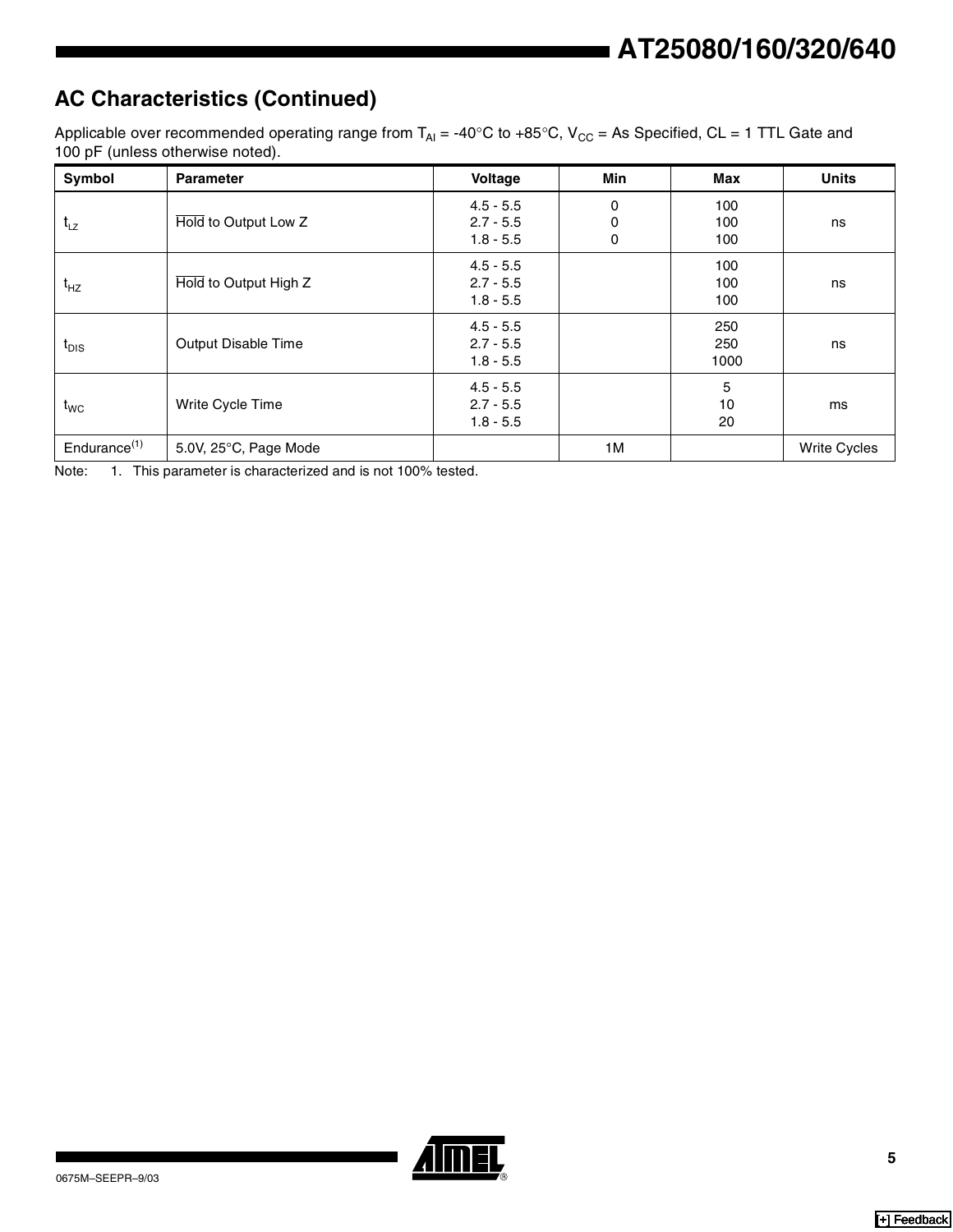## AC Characteristics (Continued)

Applicable over recommended operating range from $T_{AI}$ = -40°C to +85°C, $V_{CC}$ = As Specified, CL = 1 TTL Gate and 100 pF (unless otherwise noted).

| Symbol | Parameter | Voltage | Min | Max | Units |
|---|---|---|---|---|---|
| $t_{LZ}$ | $\overline{\text{Hold}}$ to Output Low Z | 4.5 - 5.5<br>2.7 - 5.5<br>1.8 - 5.5 | 0<br>0<br>0 | 100<br>100<br>100 | ns |
| $t_{HZ}$ | $\overline{\text{Hold}}$ to Output High Z | 4.5 - 5.5<br>2.7 - 5.5<br>1.8 - 5.5 | | 100<br>100<br>100 | ns |
| $t_{DIS}$ | Output Disable Time | 4.5 - 5.5<br>2.7 - 5.5<br>1.8 - 5.5 | | 250<br>250<br>1000 | ns |
| $t_{WC}$ | Write Cycle Time | 4.5 - 5.5<br>2.7 - 5.5<br>1.8 - 5.5 | | 5<br>10<br>20 | ms |
| Endurance[(1)] | 5.0V, 25°C, Page Mode | | 1M | | Write Cycles |

Note: 1. This parameter is characterized and is not 100% tested.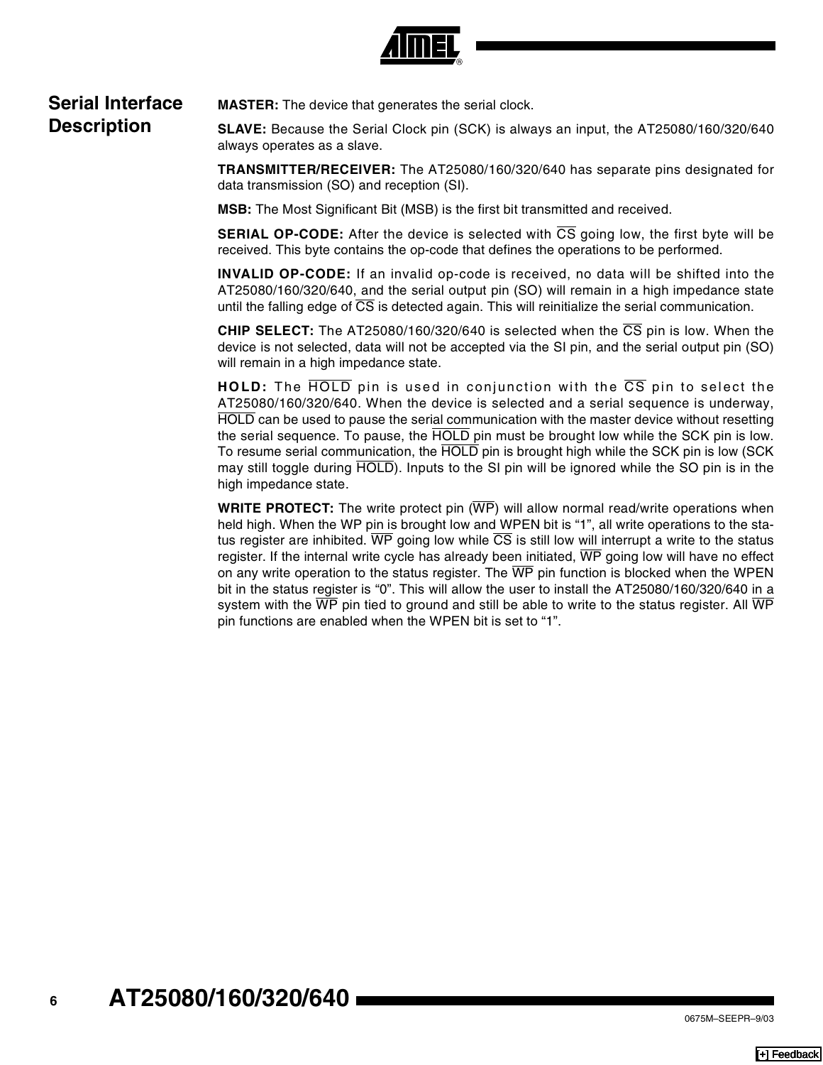## Serial Interface Description

**MASTER:** The device that generates the serial clock.

**SLAVE:** Because the Serial Clock pin (SCK) is always an input, the AT25080/160/320/640 always operates as a slave.

**TRANSMITTER/RECEIVER:** The AT25080/160/320/640 has separate pins designated for data transmission (SO) and reception (SI).

**MSB:** The Most Significant Bit (MSB) is the first bit transmitted and received.

**SERIAL OP-CODE:** After the device is selected with $\overline{CS}$ going low, the first byte will be received. This byte contains the op-code that defines the operations to be performed.

**INVALID OP-CODE:** If an invalid op-code is received, no data will be shifted into the AT25080/160/320/640, and the serial output pin (SO) will remain in a high impedance state until the falling edge of $\overline{CS}$ is detected again. This will reinitialize the serial communication.

**CHIP SELECT:** The AT25080/160/320/640 is selected when the $\overline{CS}$ pin is low. When the device is not selected, data will not be accepted via the SI pin, and the serial output pin (SO) will remain in a high impedance state.

**HOLD:** The $\overline{HOLD}$ pin is used in conjunction with the $\overline{CS}$ pin to select the AT25080/160/320/640. When the device is selected and a serial sequence is underway, $\overline{HOLD}$ can be used to pause the serial communication with the master device without resetting the serial sequence. To pause, the $\overline{HOLD}$ pin must be brought low while the SCK pin is low. To resume serial communication, the $\overline{HOLD}$ pin is brought high while the SCK pin is low (SCK may still toggle during $\overline{HOLD}$). Inputs to the SI pin will be ignored while the SO pin is in the high impedance state.

**WRITE PROTECT:** The write protect pin ($\overline{WP}$) will allow normal read/write operations when held high. When the WP pin is brought low and WPEN bit is "1", all write operations to the status register are inhibited. $\overline{WP}$ going low while $\overline{CS}$ is still low will interrupt a write to the status register. If the internal write cycle has already been initiated, $\overline{WP}$ going low will have no effect on any write operation to the status register. The $\overline{WP}$ pin function is blocked when the WPEN bit in the status register is "0". This will allow the user to install the AT25080/160/320/640 in a system with the $\overline{WP}$ pin tied to ground and still be able to write to the status register. All $\overline{WP}$ pin functions are enabled when the WPEN bit is set to "1".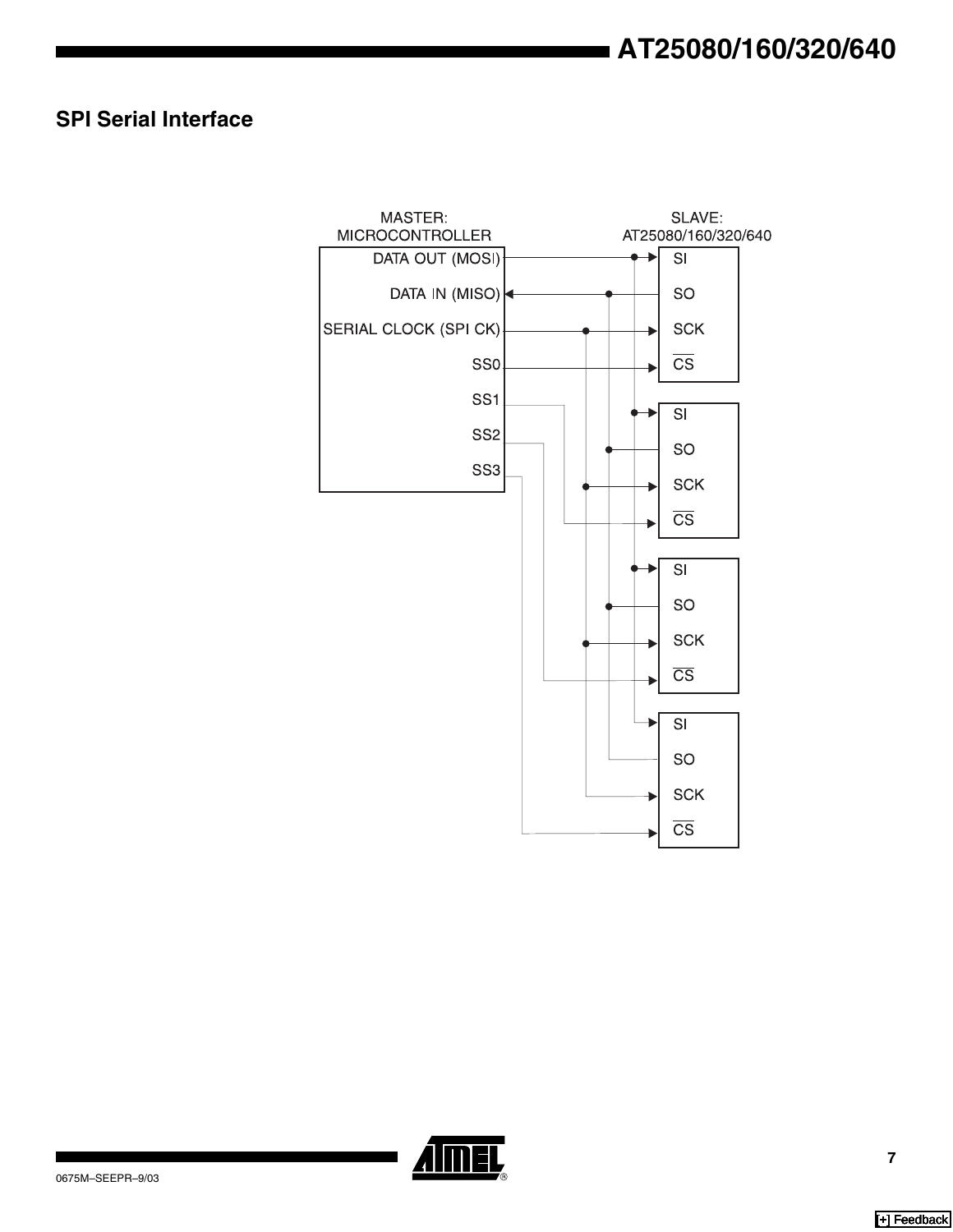## SPI Serial Interface

MASTER:
MICROCONTROLLER

DATA OUT (MOSI)

DATA IN (MISO)

SERIAL CLOCK (SPI CK)

SS0

SS1

SS2

SS3

SLAVE:
AT25080/160/320/640

SI

SO

SCK

$\overline{CS}$

SI

SO

SCK

$\overline{CS}$

SI

SO

SCK

$\overline{CS}$

SI

SO

SCK

$\overline{CS}$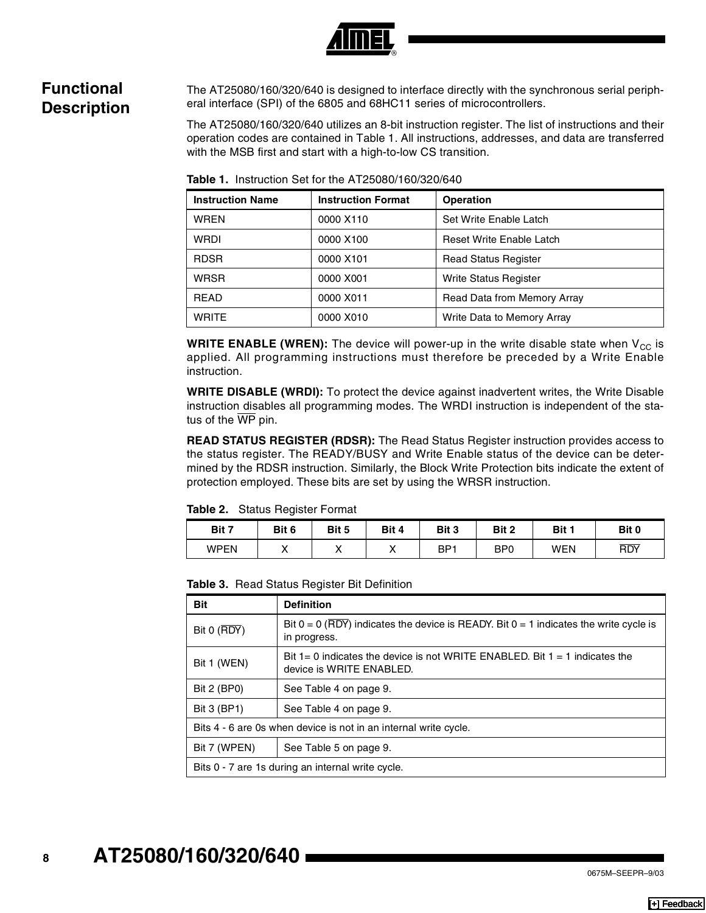## Functional Description

The AT25080/160/320/640 is designed to interface directly with the synchronous serial peripheral interface (SPI) of the 6805 and 68HC11 series of microcontrollers.

The AT25080/160/320/640 utilizes an 8-bit instruction register. The list of instructions and their operation codes are contained in Table 1. All instructions, addresses, and data are transferred with the MSB first and start with a high-to-low CS transition.

**Table 1.** Instruction Set for the AT25080/160/320/640

| Instruction Name | Instruction Format | Operation |
|---|---|---|
| WREN | 0000 X110 | Set Write Enable Latch |
| WRDI | 0000 X100 | Reset Write Enable Latch |
| RDSR | 0000 X101 | Read Status Register |
| WRSR | 0000 X001 | Write Status Register |
| READ | 0000 X011 | Read Data from Memory Array |
| WRITE | 0000 X010 | Write Data to Memory Array |

**WRITE ENABLE (WREN):** The device will power-up in the write disable state when $V_{CC}$ is applied. All programming instructions must therefore be preceded by a Write Enable instruction.

**WRITE DISABLE (WRDI):** To protect the device against inadvertent writes, the Write Disable instruction disables all programming modes. The WRDI instruction is independent of the status of the $\overline{WP}$ pin.

**READ STATUS REGISTER (RDSR):** The Read Status Register instruction provides access to the status register. The READY/BUSY and Write Enable status of the device can be determined by the RDSR instruction. Similarly, the Block Write Protection bits indicate the extent of protection employed. These bits are set by using the WRSR instruction.

**Table 2.** Status Register Format

| Bit 7 | Bit 6 | Bit 5 | Bit 4 | Bit 3 | Bit 2 | Bit 1 | Bit 0 |
|---|---|---|---|---|---|---|---|
| WPEN | X | X | X | BP1 | BP0 | WEN | $\overline{RDY}$ |

**Table 3.** Read Status Register Bit Definition

| Bit | Definition |
|---|---|
| Bit 0 ($\overline{RDY}$) | Bit 0 = 0 ($\overline{RDY}$) indicates the device is READY. Bit 0 = 1 indicates the write cycle is in progress. |
| Bit 1 (WEN) | Bit 1= 0 indicates the device is not WRITE ENABLED. Bit 1 = 1 indicates the device is WRITE ENABLED. |
| Bit 2 (BP0) | See Table 4 on page 9. |
| Bit 3 (BP1) | See Table 4 on page 9. |
| Bits 4 - 6 are 0s when device is not in an internal write cycle. | |
| Bit 7 (WPEN) | See Table 5 on page 9. |
| Bits 0 - 7 are 1s during an internal write cycle. | |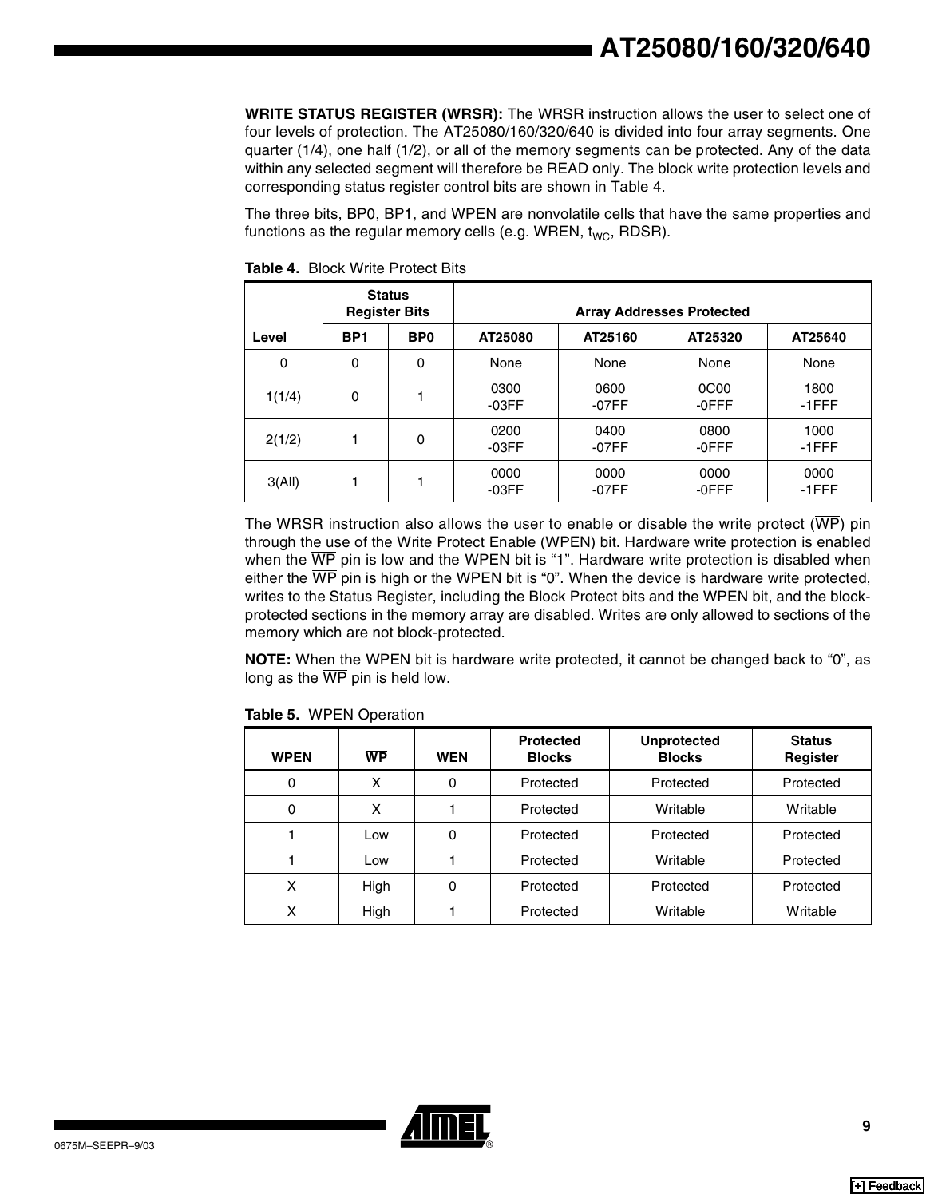**WRITE STATUS REGISTER (WRSR):** The WRSR instruction allows the user to select one of four levels of protection. The AT25080/160/320/640 is divided into four array segments. One quarter (1/4), one half (1/2), or all of the memory segments can be protected. Any of the data within any selected segment will therefore be READ only. The block write protection levels and corresponding status register control bits are shown in Table 4.

The three bits, BP0, BP1, and WPEN are nonvolatile cells that have the same properties and functions as the regular memory cells (e.g. WREN, $t_{WC}$, RDSR).

**Table 4.** Block Write Protect Bits

| Level | Status Register Bits | | Array Addresses Protected | | | |
|---|---|---|---|---|---|---|
| | BP1 | BP0 | AT25080 | AT25160 | AT25320 | AT25640 |
| 0 | 0 | 0 | None | None | None | None |
| 1(1/4) | 0 | 1 | 0300 -03FF | 0600 -07FF | 0C00 -0FFF | 1800 -1FFF |
| 2(1/2) | 1 | 0 | 0200 -03FF | 0400 -07FF | 0800 -0FFF | 1000 -1FFF |
| 3(All) | 1 | 1 | 0000 -03FF | 0000 -07FF | 0000 -0FFF | 0000 -1FFF |

The WRSR instruction also allows the user to enable or disable the write protect ($\overline{WP}$) pin through the use of the Write Protect Enable (WPEN) bit. Hardware write protection is enabled when the $\overline{WP}$ pin is low and the WPEN bit is "1". Hardware write protection is disabled when either the $\overline{WP}$ pin is high or the WPEN bit is "0". When the device is hardware write protected, writes to the Status Register, including the Block Protect bits and the WPEN bit, and the block-protected sections in the memory array are disabled. Writes are only allowed to sections of the memory which are not block-protected.

**NOTE:** When the WPEN bit is hardware write protected, it cannot be changed back to "0", as long as the $\overline{WP}$ pin is held low.

**Table 5.** WPEN Operation

| WPEN | $\overline{WP}$ | WEN | Protected Blocks | Unprotected Blocks | Status Register |
|---|---|---|---|---|---|
| 0 | X | 0 | Protected | Protected | Protected |
| 0 | X | 1 | Protected | Writable | Writable |
| 1 | Low | 0 | Protected | Protected | Protected |
| 1 | Low | 1 | Protected | Writable | Protected |
| X | High | 0 | Protected | Protected | Protected |
| X | High | 1 | Protected | Writable | Writable |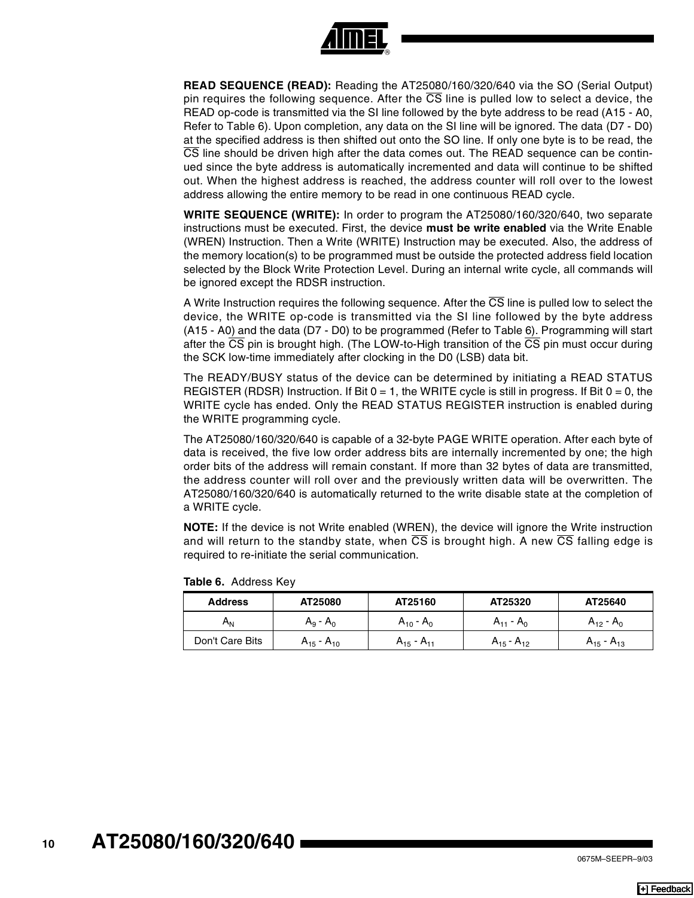**READ SEQUENCE (READ):** Reading the AT25080/160/320/640 via the SO (Serial Output) pin requires the following sequence. After the $\overline{CS}$ line is pulled low to select a device, the READ op-code is transmitted via the SI line followed by the byte address to be read (A15 - A0, Refer to Table 6). Upon completion, any data on the SI line will be ignored. The data (D7 - D0) at the specified address is then shifted out onto the SO line. If only one byte is to be read, the $\overline{CS}$ line should be driven high after the data comes out. The READ sequence can be continued since the byte address is automatically incremented and data will continue to be shifted out. When the highest address is reached, the address counter will roll over to the lowest address allowing the entire memory to be read in one continuous READ cycle.

**WRITE SEQUENCE (WRITE):** In order to program the AT25080/160/320/640, two separate instructions must be executed. First, the device **must be write enabled** via the Write Enable (WREN) Instruction. Then a Write (WRITE) Instruction may be executed. Also, the address of the memory location(s) to be programmed must be outside the protected address field location selected by the Block Write Protection Level. During an internal write cycle, all commands will be ignored except the RDSR instruction.

A Write Instruction requires the following sequence. After the $\overline{CS}$ line is pulled low to select the device, the WRITE op-code is transmitted via the SI line followed by the byte address (A15 - A0) and the data (D7 - D0) to be programmed (Refer to Table 6). Programming will start after the $\overline{CS}$ pin is brought high. (The LOW-to-High transition of the $\overline{CS}$ pin must occur during the SCK low-time immediately after clocking in the D0 (LSB) data bit.

The READY/BUSY status of the device can be determined by initiating a READ STATUS REGISTER (RDSR) Instruction. If Bit 0 = 1, the WRITE cycle is still in progress. If Bit 0 = 0, the WRITE cycle has ended. Only the READ STATUS REGISTER instruction is enabled during the WRITE programming cycle.

The AT25080/160/320/640 is capable of a 32-byte PAGE WRITE operation. After each byte of data is received, the five low order address bits are internally incremented by one; the high order bits of the address will remain constant. If more than 32 bytes of data are transmitted, the address counter will roll over and the previously written data will be overwritten. The AT25080/160/320/640 is automatically returned to the write disable state at the completion of a WRITE cycle.

**NOTE:** If the device is not Write enabled (WREN), the device will ignore the Write instruction and will return to the standby state, when $\overline{CS}$ is brought high. A new $\overline{CS}$ falling edge is required to re-initiate the serial communication.

**Table 6.** Address Key

| Address | AT25080 | AT25160 | AT25320 | AT25640 |
|---|---|---|---|---|
| $A_N$ | $A_9$ - $A_0$ | $A_{10}$ - $A_0$ | $A_{11}$ - $A_0$ | $A_{12}$ - $A_0$ |
| Don't Care Bits | $A_{15}$ - $A_{10}$ | $A_{15}$ - $A_{11}$ | $A_{15}$ - $A_{12}$ | $A_{15}$ - $A_{13}$ |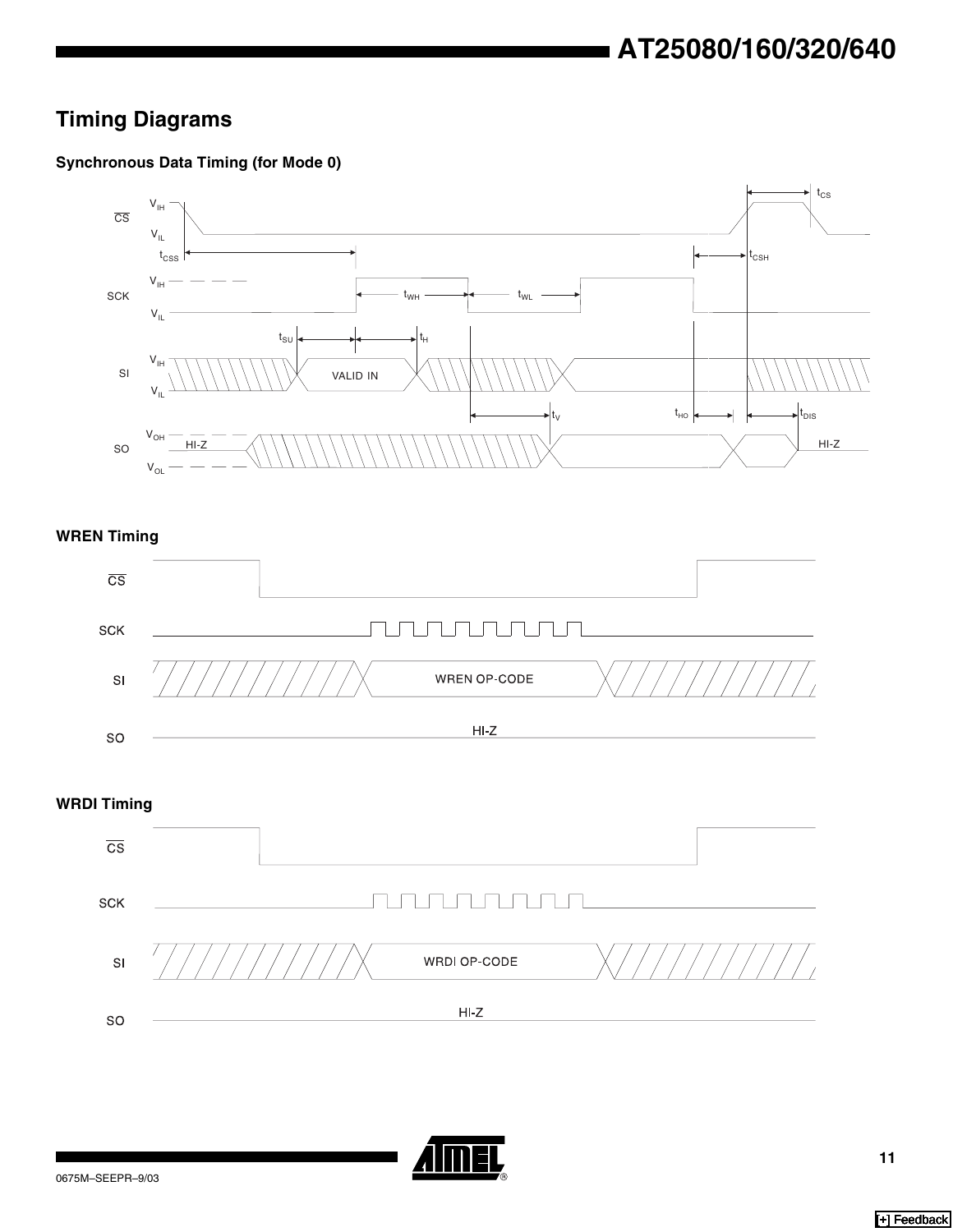## Timing Diagrams

### Synchronous Data Timing (for Mode 0)

### WREN Timing

### WRDI Timing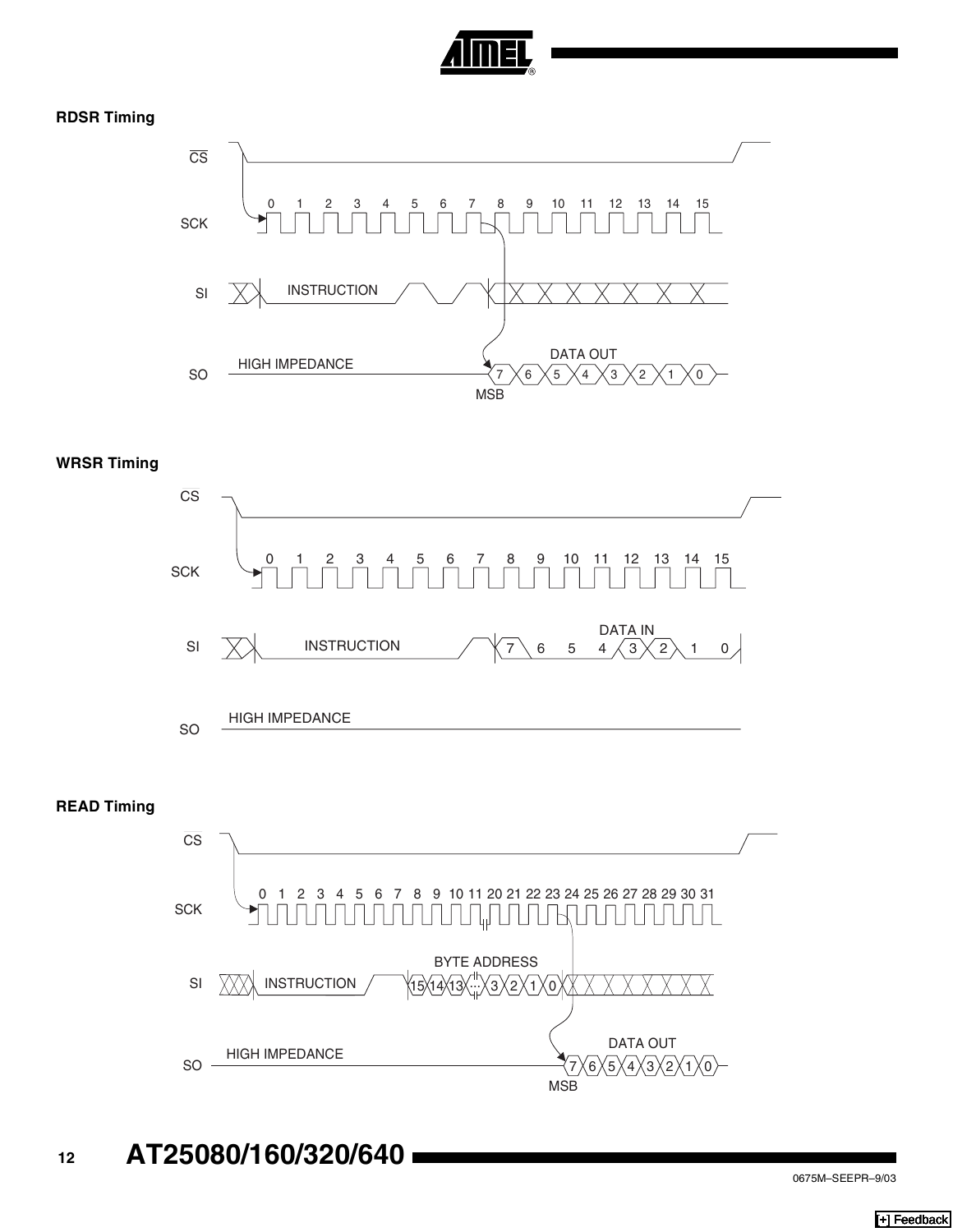**RDSR Timing**

CS

SCK 0 1 2 3 4 5 6 7 8 9 10 11 12 13 14 15

SI INSTRUCTION

SO HIGH IMPEDANCE DATA OUT 7 6 5 4 3 2 1 0 MSB

**WRSR Timing**

CS

SCK 0 1 2 3 4 5 6 7 8 9 10 11 12 13 14 15

SI INSTRUCTION DATA IN 7 6 5 4 3 2 1 0

SO HIGH IMPEDANCE

**READ Timing**

CS

SCK 0 1 2 3 4 5 6 7 8 9 10 11 20 21 22 23 24 25 26 27 28 29 30 31

SI INSTRUCTION BYTE ADDRESS 15 14 13 ... 3 2 1 0

SO HIGH IMPEDANCE DATA OUT 7 6 5 4 3 2 1 0 MSB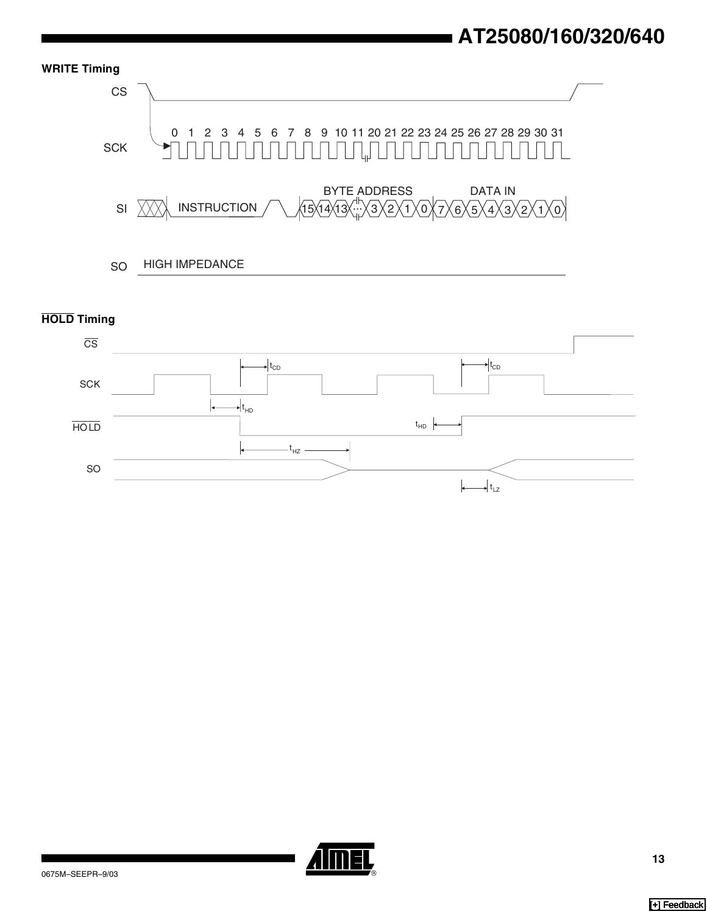**WRITE Timing**

CS

SCK 0 1 2 3 4 5 6 7 8 9 10 11 20 21 22 23 24 25 26 27 28 29 30 31

SI INSTRUCTION BYTE ADDRESS 15 14 13 ... 3 2 1 0 DATA IN 7 6 5 4 3 2 1 0

SO HIGH IMPEDANCE

**$\overline{\text{HOLD}}$ Timing**

$\overline{\text{CS}}$

SCK $t_{CD}$ $t_{CD}$

$\overline{\text{HOLD}}$ $t_{HD}$ $t_{HD}$

SO $t_{HZ}$ $t_{LZ}$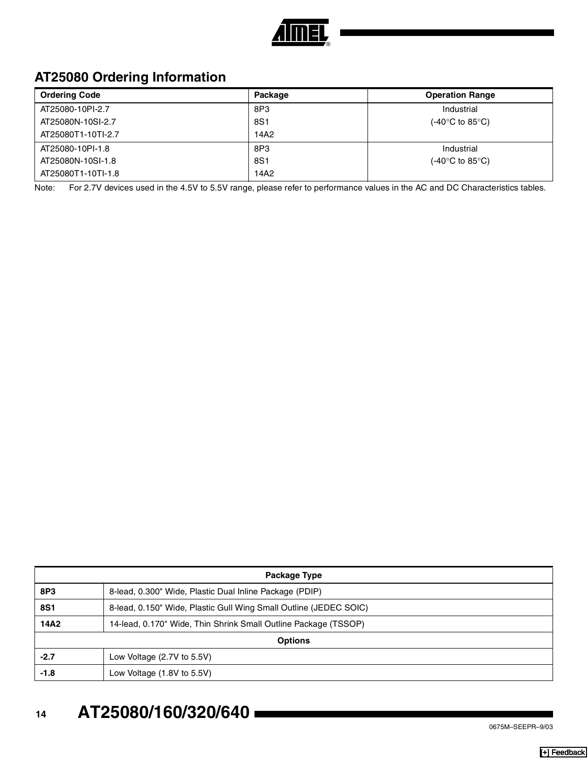## AT25080 Ordering Information

| Ordering Code | Package | Operation Range |
|---|---|---|
| AT25080-10PI-2.7<br>AT25080N-10SI-2.7<br>AT25080T1-10TI-2.7 | 8P3<br>8S1<br>14A2 | Industrial<br>(-40°C to 85°C) |
| AT25080-10PI-1.8<br>AT25080N-10SI-1.8<br>AT25080T1-10TI-1.8 | 8P3<br>8S1<br>14A2 | Industrial<br>(-40°C to 85°C) |

Note: For 2.7V devices used in the 4.5V to 5.5V range, please refer to performance values in the AC and DC Characteristics tables.

| Package Type | |
|---|---|
| **8P3** | 8-lead, 0.300" Wide, Plastic Dual Inline Package (PDIP) |
| **8S1** | 8-lead, 0.150" Wide, Plastic Gull Wing Small Outline (JEDEC SOIC) |
| **14A2** | 14-lead, 0.170" Wide, Thin Shrink Small Outline Package (TSSOP) |
| **Options** | |
| **-2.7** | Low Voltage (2.7V to 5.5V) |
| **-1.8** | Low Voltage (1.8V to 5.5V) |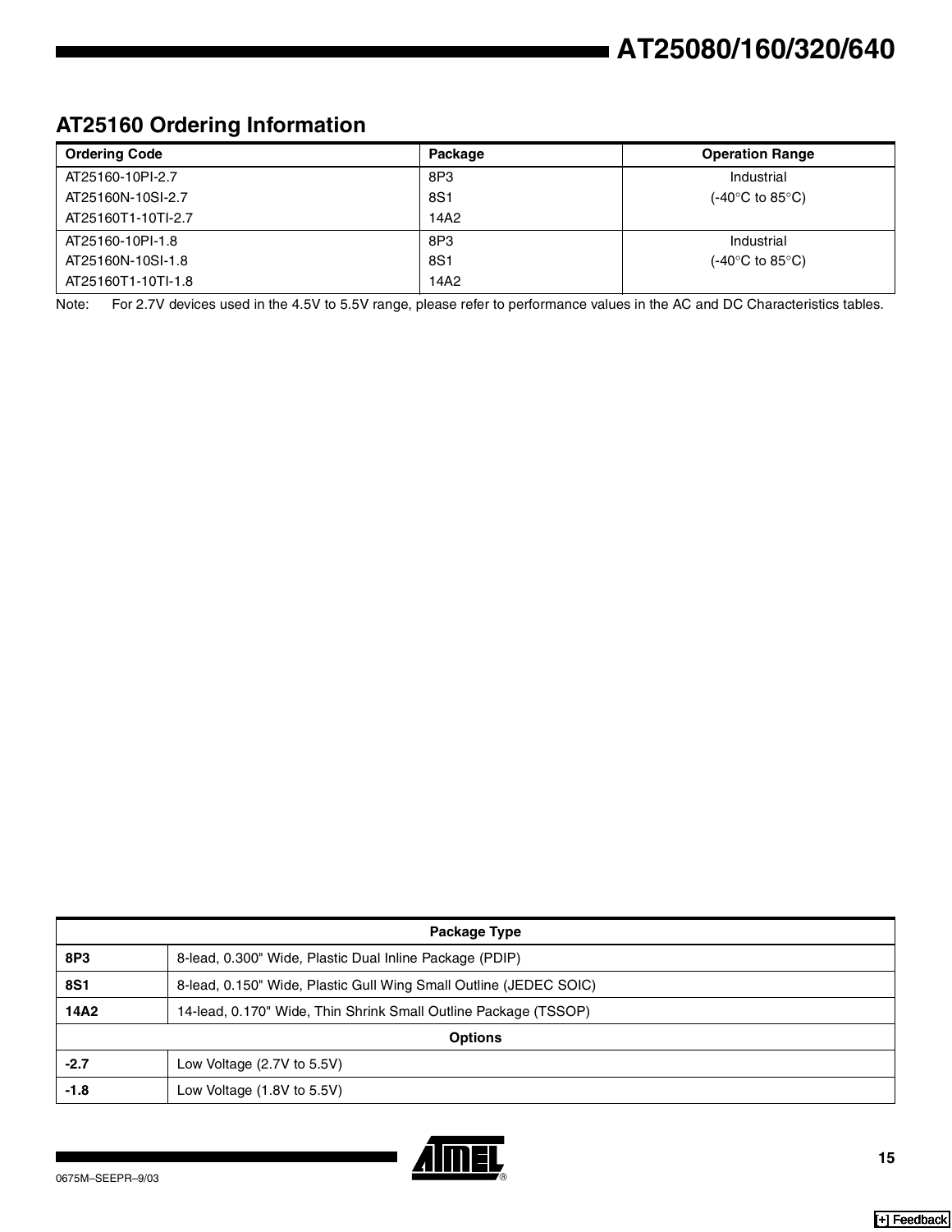## AT25160 Ordering Information

| Ordering Code | Package | Operation Range |
|---|---|---|
| AT25160-10PI-2.7<br>AT25160N-10SI-2.7<br>AT25160T1-10TI-2.7 | 8P3<br>8S1<br>14A2 | Industrial<br>(-40°C to 85°C) |
| AT25160-10PI-1.8<br>AT25160N-10SI-1.8<br>AT25160T1-10TI-1.8 | 8P3<br>8S1<br>14A2 | Industrial<br>(-40°C to 85°C) |

Note: For 2.7V devices used in the 4.5V to 5.5V range, please refer to performance values in the AC and DC Characteristics tables.

| Package Type | |
|---|---|
| **8P3** | 8-lead, 0.300" Wide, Plastic Dual Inline Package (PDIP) |
| **8S1** | 8-lead, 0.150" Wide, Plastic Gull Wing Small Outline (JEDEC SOIC) |
| **14A2** | 14-lead, 0.170" Wide, Thin Shrink Small Outline Package (TSSOP) |
| **Options** | |
| **-2.7** | Low Voltage (2.7V to 5.5V) |
| **-1.8** | Low Voltage (1.8V to 5.5V) |

0675M–SEEPR–9/03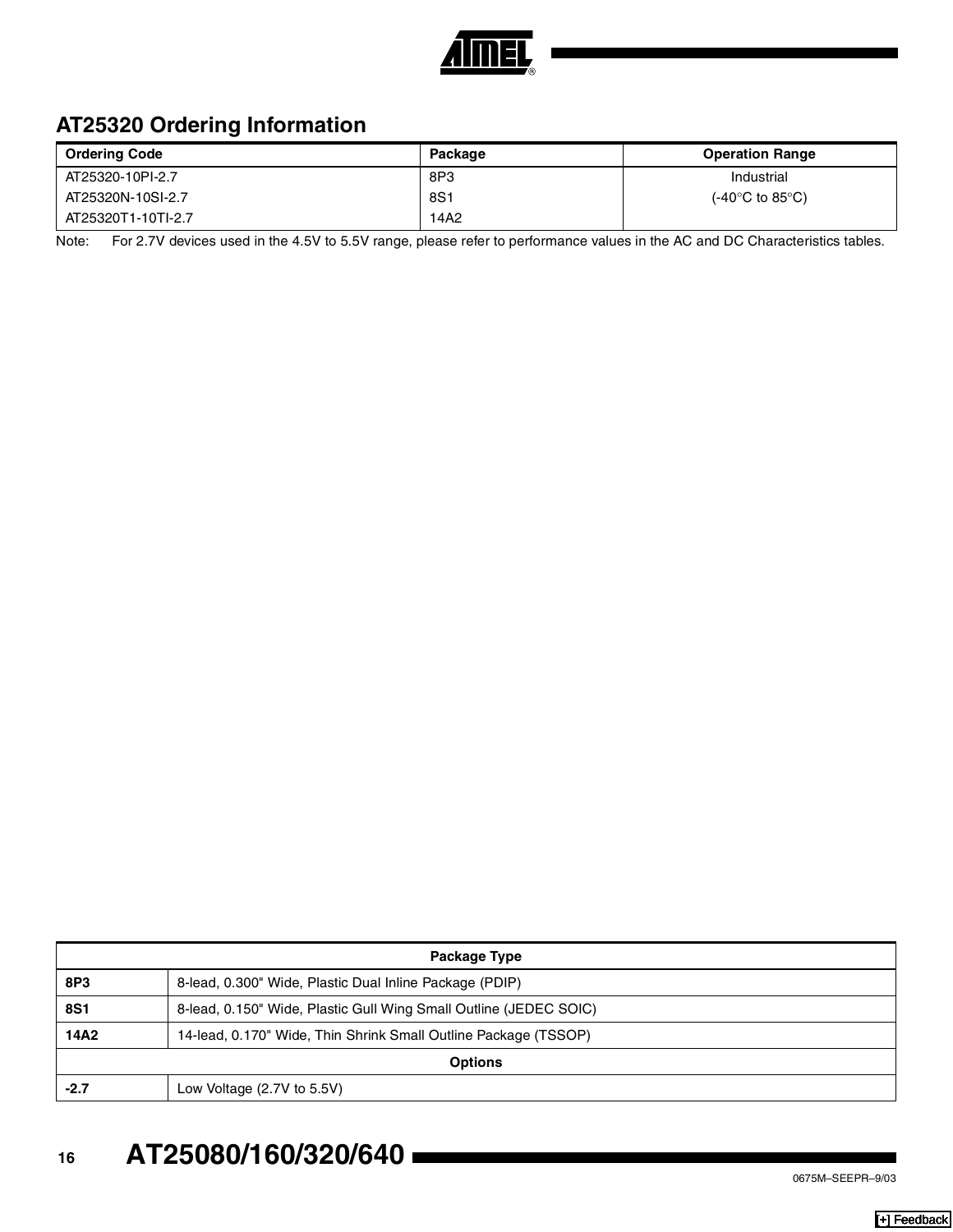## AT25320 Ordering Information

| Ordering Code | Package | Operation Range |
|---|---|---|
| AT25320-10PI-2.7 | 8P3 | Industrial |
| AT25320N-10SI-2.7 | 8S1 | (-40°C to 85°C) |
| AT25320T1-10TI-2.7 | 14A2 | |

Note: For 2.7V devices used in the 4.5V to 5.5V range, please refer to performance values in the AC and DC Characteristics tables.

| Package Type | |
|---|---|
| **8P3** | 8-lead, 0.300" Wide, Plastic Dual Inline Package (PDIP) |
| **8S1** | 8-lead, 0.150" Wide, Plastic Gull Wing Small Outline (JEDEC SOIC) |
| **14A2** | 14-lead, 0.170" Wide, Thin Shrink Small Outline Package (TSSOP) |
| **Options** | |
| **-2.7** | Low Voltage (2.7V to 5.5V) |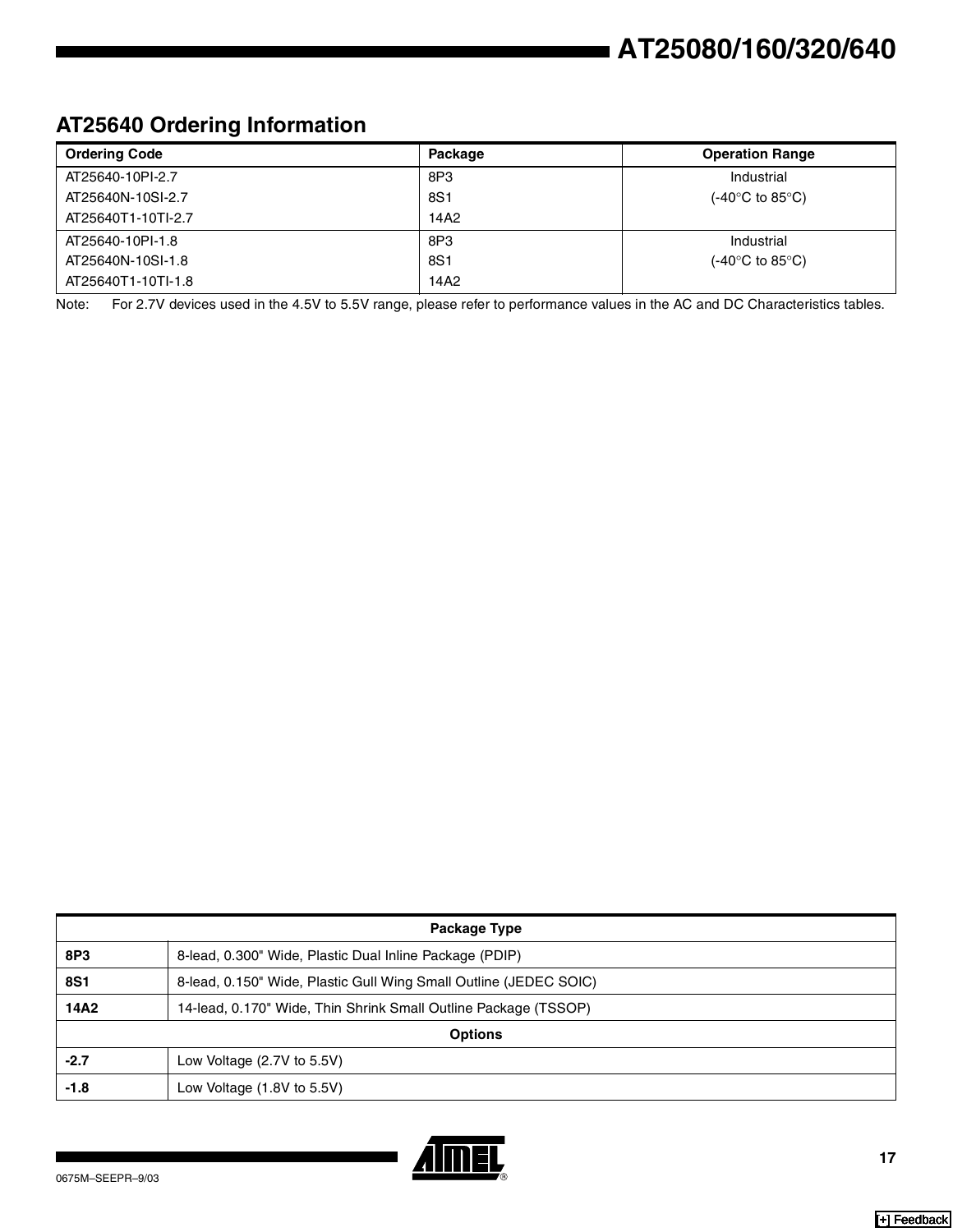## AT25640 Ordering Information

| Ordering Code | Package | Operation Range |
|---|---|---|
| AT25640-10PI-2.7<br>AT25640N-10SI-2.7<br>AT25640T1-10TI-2.7 | 8P3<br>8S1<br>14A2 | Industrial<br>(-40°C to 85°C) |
| AT25640-10PI-1.8<br>AT25640N-10SI-1.8<br>AT25640T1-10TI-1.8 | 8P3<br>8S1<br>14A2 | Industrial<br>(-40°C to 85°C) |

Note: For 2.7V devices used in the 4.5V to 5.5V range, please refer to performance values in the AC and DC Characteristics tables.

| Package Type | |
|---|---|
| **8P3** | 8-lead, 0.300" Wide, Plastic Dual Inline Package (PDIP) |
| **8S1** | 8-lead, 0.150" Wide, Plastic Gull Wing Small Outline (JEDEC SOIC) |
| **14A2** | 14-lead, 0.170" Wide, Thin Shrink Small Outline Package (TSSOP) |
| **Options** | |
| **-2.7** | Low Voltage (2.7V to 5.5V) |
| **-1.8** | Low Voltage (1.8V to 5.5V) |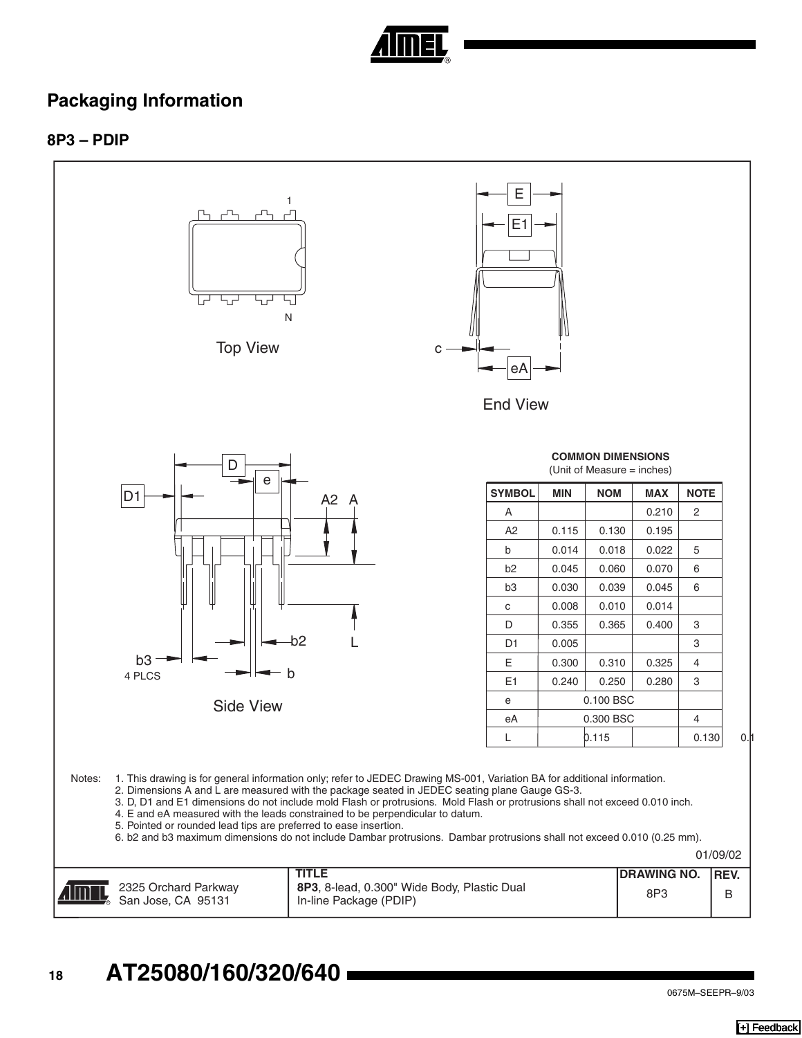## Packaging Information

### 8P3 – PDIP

Top View

End View

Side View

**COMMON DIMENSIONS**
(Unit of Measure = inches)

| SYMBOL | MIN | NOM | MAX | NOTE |
|---|---|---|---|---|
| A | | | 0.210 | 2 |
| A2 | 0.115 | 0.130 | 0.195 | |
| b | 0.014 | 0.018 | 0.022 | 5 |
| b2 | 0.045 | 0.060 | 0.070 | 6 |
| b3 | 0.030 | 0.039 | 0.045 | 6 |
| c | 0.008 | 0.010 | 0.014 | |
| D | 0.355 | 0.365 | 0.400 | 3 |
| D1 | 0.005 | | | 3 |
| E | 0.300 | 0.310 | 0.325 | 4 |
| E1 | 0.240 | 0.250 | 0.280 | 3 |
| e | | 0.100 BSC | | |
| eA | | 0.300 BSC | | 4 |
| L | | 0.115 | | 0.130 |

Notes:
1. This drawing is for general information only; refer to JEDEC Drawing MS-001, Variation BA for additional information.
2. Dimensions A and L are measured with the package seated in JEDEC seating plane Gauge GS-3.
3. D, D1 and E1 dimensions do not include mold Flash or protrusions. Mold Flash or protrusions shall not exceed 0.010 inch.
4. E and eA measured with the leads constrained to be perpendicular to datum.
5. Pointed or rounded lead tips are preferred to ease insertion.
6. b2 and b3 maximum dimensions do not include Dambar protrusions. Dambar protrusions shall not exceed 0.010 (0.25 mm).

01/09/02

| | TITLE | DRAWING NO. | REV. |
|---|---|---|---|
| 2325 Orchard Parkway San Jose, CA 95131 | **8P3**, 8-lead, 0.300" Wide Body, Plastic Dual In-line Package (PDIP) | 8P3 | B |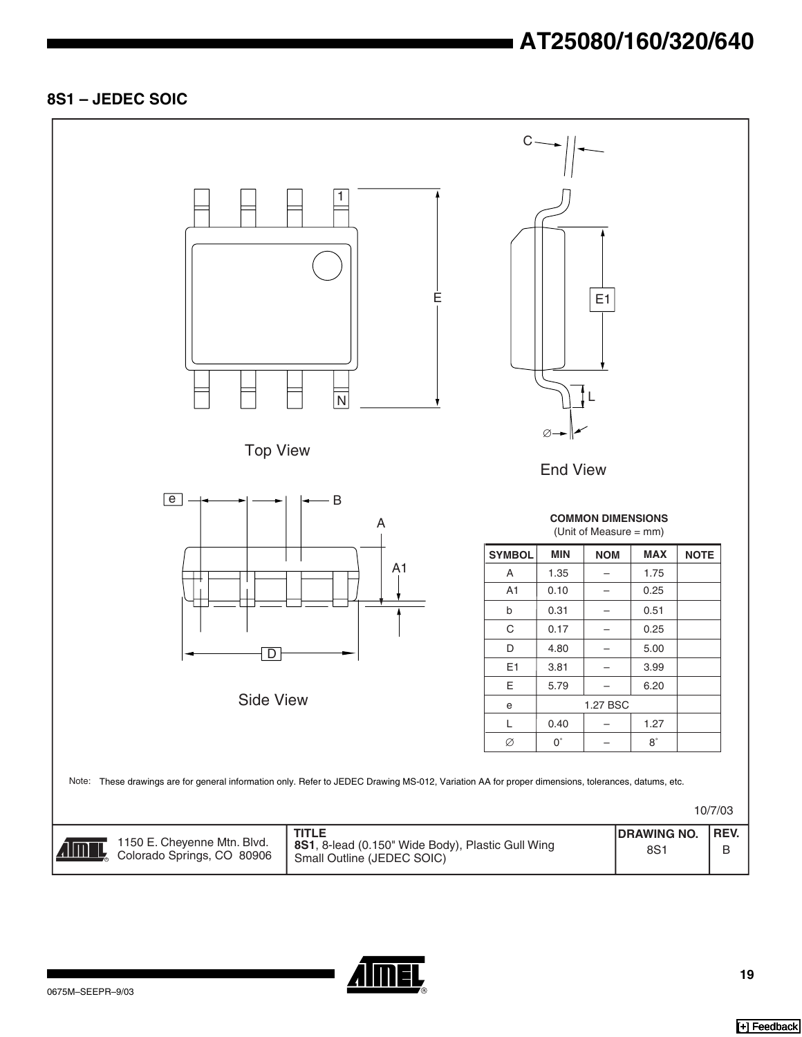## 8S1 – JEDEC SOIC

Top View

End View

Side View

**COMMON DIMENSIONS**
(Unit of Measure = mm)

| SYMBOL | MIN | NOM | MAX | NOTE |
|---|---|---|---|---|
| A | 1.35 | – | 1.75 | |
| A1 | 0.10 | – | 0.25 | |
| b | 0.31 | – | 0.51 | |
| C | 0.17 | – | 0.25 | |
| D | 4.80 | – | 5.00 | |
| E1 | 3.81 | – | 3.99 | |
| E | 5.79 | – | 6.20 | |
| e | 1.27 BSC | | | |
| L | 0.40 | – | 1.27 | |
| ∅ | 0° | – | 8° | |

Note: These drawings are for general information only. Refer to JEDEC Drawing MS-012, Variation AA for proper dimensions, tolerances, datums, etc.

10/7/03

| | TITLE | DRAWING NO. | REV. |
|---|---|---|---|
| 1150 E. Cheyenne Mtn. Blvd. Colorado Springs, CO 80906 | **8S1**, 8-lead (0.150" Wide Body), Plastic Gull Wing Small Outline (JEDEC SOIC) | 8S1 | B |

0675M–SEEPR–9/03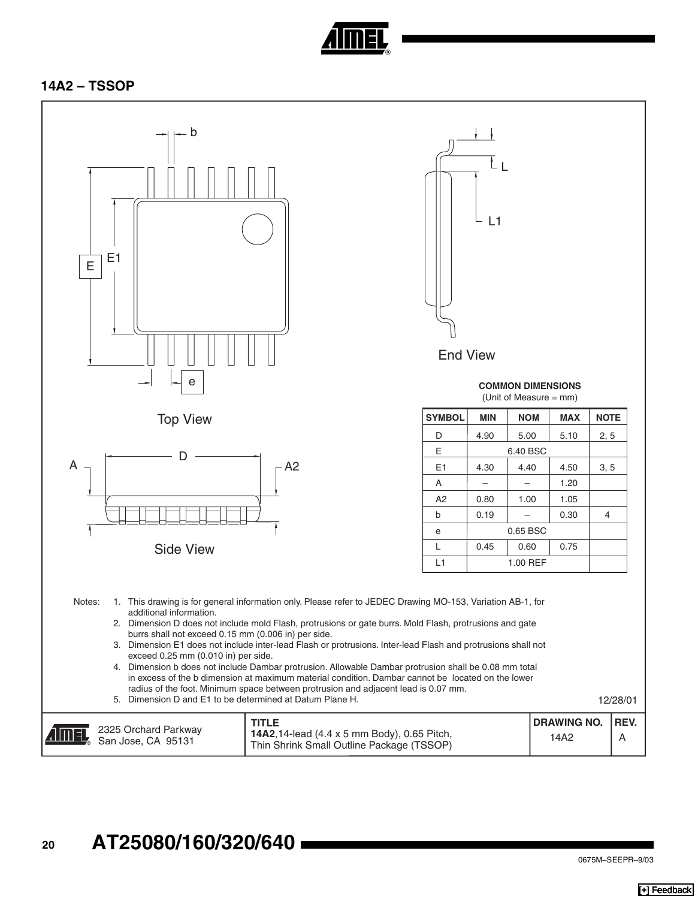## 14A2 – TSSOP

Top View

End View

Side View

**COMMON DIMENSIONS**
(Unit of Measure = mm)

| SYMBOL | MIN | NOM | MAX | NOTE |
|---|---|---|---|---|
| D | 4.90 | 5.00 | 5.10 | 2, 5 |
| E | | 6.40 BSC | | |
| E1 | 4.30 | 4.40 | 4.50 | 3, 5 |
| A | – | – | 1.20 | |
| A2 | 0.80 | 1.00 | 1.05 | |
| b | 0.19 | – | 0.30 | 4 |
| e | | 0.65 BSC | | |
| L | 0.45 | 0.60 | 0.75 | |
| L1 | | 1.00 REF | | |

Notes:
1. This drawing is for general information only. Please refer to JEDEC Drawing MO-153, Variation AB-1, for additional information.
2. Dimension D does not include mold Flash, protrusions or gate burrs. Mold Flash, protrusions and gate burrs shall not exceed 0.15 mm (0.006 in) per side.
3. Dimension E1 does not include inter-lead Flash or protrusions. Inter-lead Flash and protrusions shall not exceed 0.25 mm (0.010 in) per side.
4. Dimension b does not include Dambar protrusion. Allowable Dambar protrusion shall be 0.08 mm total in excess of the b dimension at maximum material condition. Dambar cannot be located on the lower radius of the foot. Minimum space between protrusion and adjacent lead is 0.07 mm.
5. Dimension D and E1 to be determined at Datum Plane H.

12/28/01

| | TITLE | DRAWING NO. | REV. |
|---|---|---|---|
| 2325 Orchard Parkway San Jose, CA 95131 | **14A2**, 14-lead (4.4 x 5 mm Body), 0.65 Pitch, Thin Shrink Small Outline Package (TSSOP) | 14A2 | A |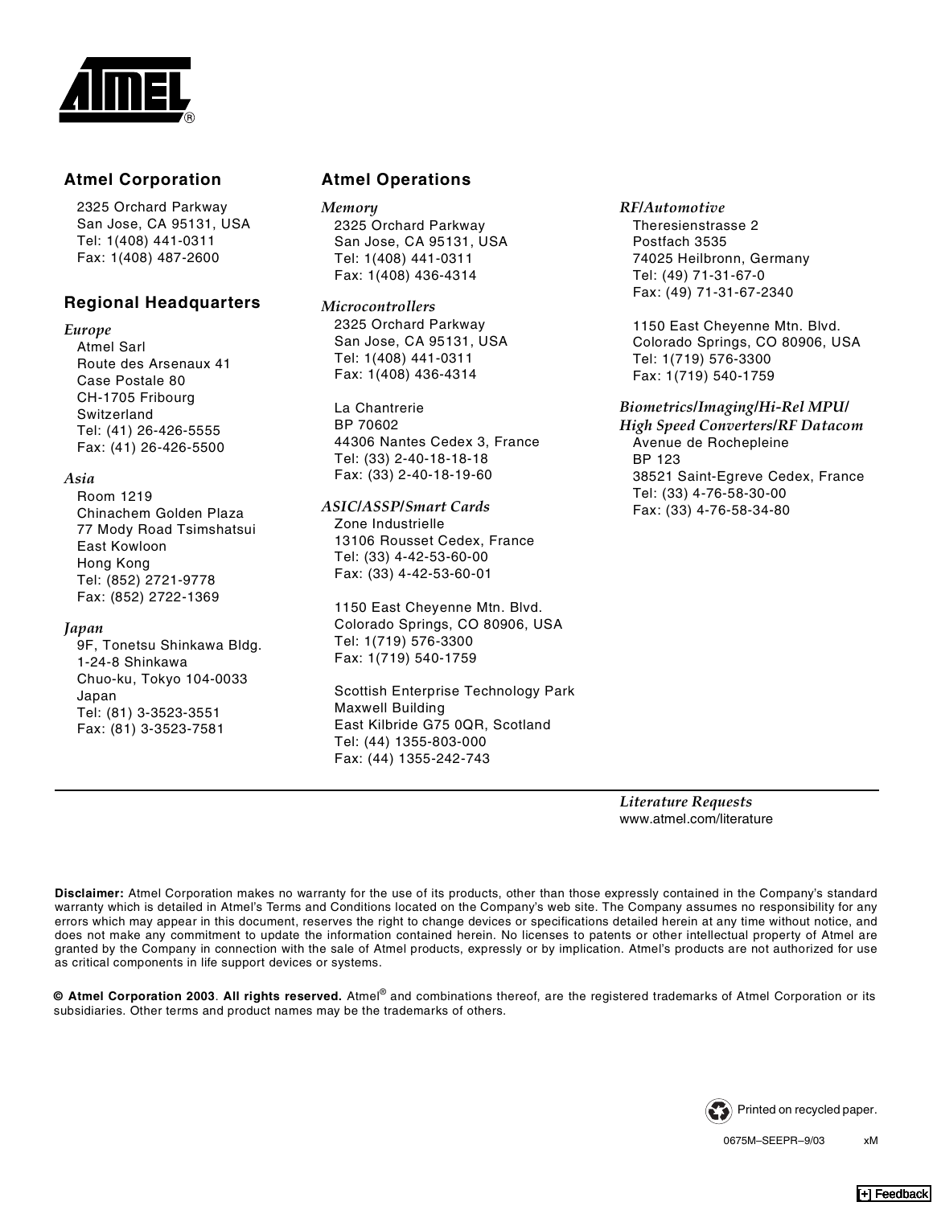## Atmel Corporation

2325 Orchard Parkway
San Jose, CA 95131, USA
Tel: 1(408) 441-0311
Fax: 1(408) 487-2600

## Regional Headquarters

*Europe*
Atmel Sarl
Route des Arsenaux 41
Case Postale 80
CH-1705 Fribourg
Switzerland
Tel: (41) 26-426-5555
Fax: (41) 26-426-5500

*Asia*
Room 1219
Chinachem Golden Plaza
77 Mody Road Tsimshatsui
East Kowloon
Hong Kong
Tel: (852) 2721-9778
Fax: (852) 2722-1369

*Japan*
9F, Tonetsu Shinkawa Bldg.
1-24-8 Shinkawa
Chuo-ku, Tokyo 104-0033
Japan
Tel: (81) 3-3523-3551
Fax: (81) 3-3523-7581

## Atmel Operations

*Memory*
2325 Orchard Parkway
San Jose, CA 95131, USA
Tel: 1(408) 441-0311
Fax: 1(408) 436-4314

*Microcontrollers*
2325 Orchard Parkway
San Jose, CA 95131, USA
Tel: 1(408) 441-0311
Fax: 1(408) 436-4314

La Chantrerie
BP 70602
44306 Nantes Cedex 3, France
Tel: (33) 2-40-18-18-18
Fax: (33) 2-40-18-19-60

*ASIC/ASSP/Smart Cards*
Zone Industrielle
13106 Rousset Cedex, France
Tel: (33) 4-42-53-60-00
Fax: (33) 4-42-53-60-01

1150 East Cheyenne Mtn. Blvd.
Colorado Springs, CO 80906, USA
Tel: 1(719) 576-3300
Fax: 1(719) 540-1759

Scottish Enterprise Technology Park
Maxwell Building
East Kilbride G75 0QR, Scotland
Tel: (44) 1355-803-000
Fax: (44) 1355-242-743

*RF/Automotive*
Theresienstrasse 2
Postfach 3535
74025 Heilbronn, Germany
Tel: (49) 71-31-67-0
Fax: (49) 71-31-67-2340

1150 East Cheyenne Mtn. Blvd.
Colorado Springs, CO 80906, USA
Tel: 1(719) 576-3300
Fax: 1(719) 540-1759

*Biometrics/Imaging/Hi-Rel MPU/ High Speed Converters/RF Datacom*
Avenue de Rochepleine
BP 123
38521 Saint-Egreve Cedex, France
Tel: (33) 4-76-58-30-00
Fax: (33) 4-76-58-34-80

*Literature Requests*
www.atmel.com/literature

**Disclaimer:** Atmel Corporation makes no warranty for the use of its products, other than those expressly contained in the Company's standard warranty which is detailed in Atmel's Terms and Conditions located on the Company's web site. The Company assumes no responsibility for any errors which may appear in this document, reserves the right to change devices or specifications detailed herein at any time without notice, and does not make any commitment to update the information contained herein. No licenses to patents or other intellectual property of Atmel are granted by the Company in connection with the sale of Atmel products, expressly or by implication. Atmel's products are not authorized for use as critical components in life support devices or systems.

**© Atmel Corporation 2003**. **All rights reserved.** Atmel® and combinations thereof, are the registered trademarks of Atmel Corporation or its subsidiaries. Other terms and product names may be the trademarks of others.

Printed on recycled paper.

0675M–SEEPR–9/03 xM